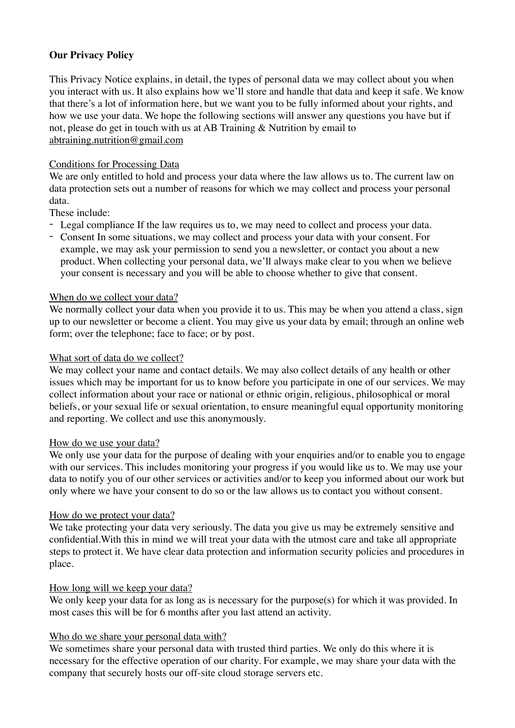**Our Privacy Policy**

This Privacy Notice explains, in detail, the types of personal data we may collect about you when you interact with us. It also explains how we'll store and handle that data and keep it safe. We know that there's a lot of information here, but we want you to be fully informed about your rights, and how we use your data. We hope the following sections will answer any questions you have but if not, please do get in touch with us at AB Training & Nutrition by email to abtraining.nutrition@gmail.com

Conditions for Processing Data

We are only entitled to hold and process your data where the law allows us to. The current law on data protection sets out a number of reasons for which we may collect and process your personal data.

These include:

- Legal compliance If the law requires us to, we may need to collect and process your data.
- Consent In some situations, we may collect and process your data with your consent. For example, we may ask your permission to send you a newsletter, or contact you about a new product. When collecting your personal data, we'll always make clear to you when we believe your consent is necessary and you will be able to choose whether to give that consent.

When do we collect your data?

We normally collect your data when you provide it to us. This may be when you attend a class, sign up to our newsletter or become a client. You may give us your data by email; through an online web form; over the telephone; face to face; or by post.

What sort of data do we collect?

We may collect your name and contact details. We may also collect details of any health or other issues which may be important for us to know before you participate in one of our services. We may collect information about your race or national or ethnic origin, religious, philosophical or moral beliefs, or your sexual life or sexual orientation, to ensure meaningful equal opportunity monitoring and reporting. We collect and use this anonymously.

How do we use your data?

We only use your data for the purpose of dealing with your enquiries and/or to enable you to engage with our services. This includes monitoring your progress if you would like us to. We may use your data to notify you of our other services or activities and/or to keep you informed about our work but only where we have your consent to do so or the law allows us to contact you without consent.

How do we protect your data?

We take protecting your data very seriously. The data you give us may be extremely sensitive and confidential.With this in mind we will treat your data with the utmost care and take all appropriate steps to protect it. We have clear data protection and information security policies and procedures in place.

How long will we keep your data?

We only keep your data for as long as is necessary for the purpose(s) for which it was provided. In most cases this will be for 6 months after you last attend an activity.

Who do we share your personal data with?

We sometimes share your personal data with trusted third parties. We only do this where it is necessary for the effective operation of our charity. For example, we may share your data with the company that securely hosts our off-site cloud storage servers etc.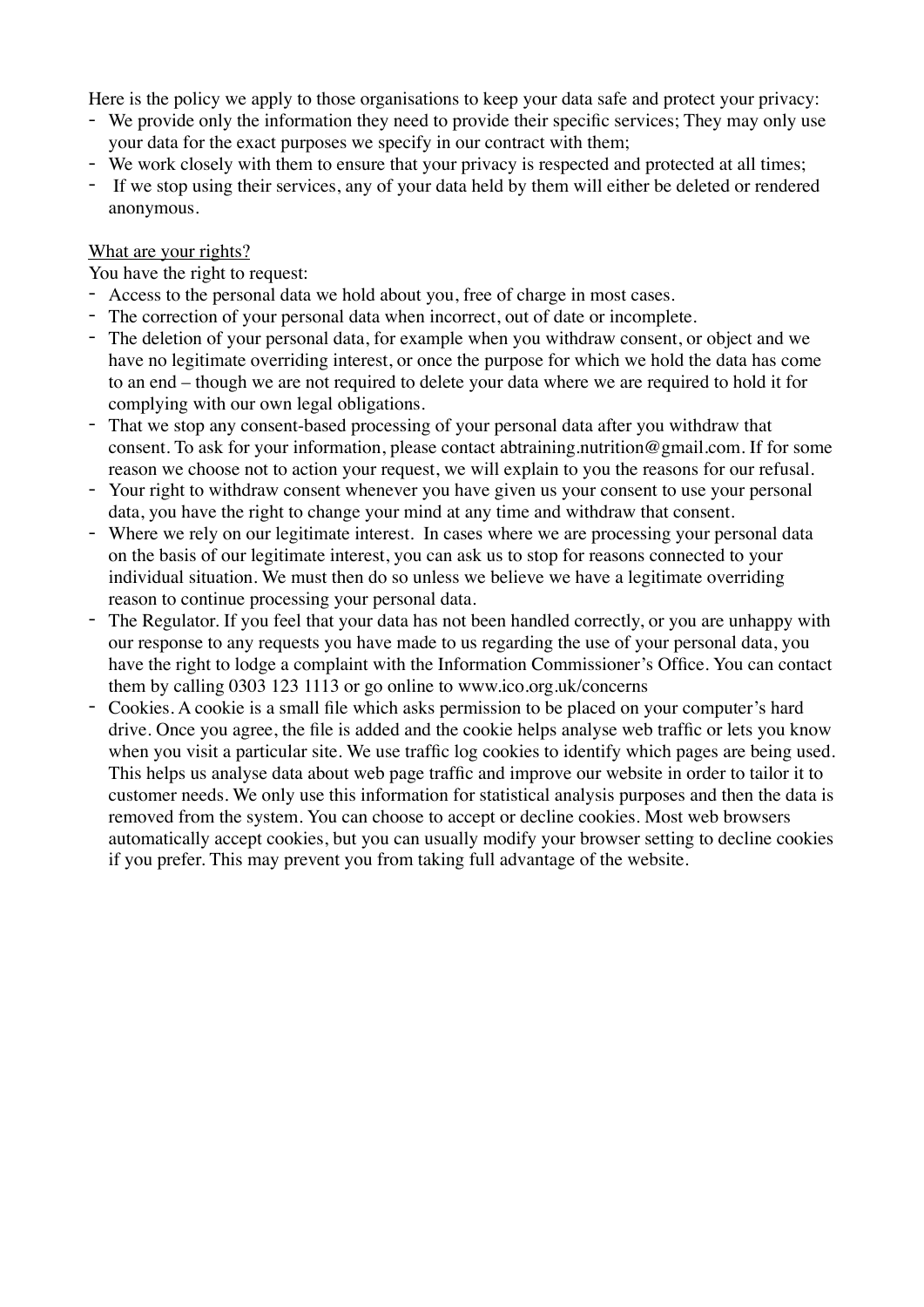Here is the policy we apply to those organisations to keep your data safe and protect your privacy:

- We provide only the information they need to provide their specific services; They may only use your data for the exact purposes we specify in our contract with them;
- We work closely with them to ensure that your privacy is respected and protected at all times;
- If we stop using their services, any of your data held by them will either be deleted or rendered anonymous.

<u>What are your rights?</u>

You have the right to request:

- Access to the personal data we hold about you, free of charge in most cases.
- The correction of your personal data when incorrect, out of date or incomplete.
- The deletion of your personal data, for example when you withdraw consent, or object and we have no legitimate overriding interest, or once the purpose for which we hold the data has come to an end – though we are not required to delete your data where we are required to hold it for complying with our own legal obligations.
- That we stop any consent-based processing of your personal data after you withdraw that consent. To ask for your information, please contact abtraining.nutrition@gmail.com. If for some reason we choose not to action your request, we will explain to you the reasons for our refusal.
- Your right to withdraw consent whenever you have given us your consent to use your personal data, you have the right to change your mind at any time and withdraw that consent.
- Where we rely on our legitimate interest. In cases where we are processing your personal data on the basis of our legitimate interest, you can ask us to stop for reasons connected to your individual situation. We must then do so unless we believe we have a legitimate overriding reason to continue processing your personal data.
- The Regulator. If you feel that your data has not been handled correctly, or you are unhappy with our response to any requests you have made to us regarding the use of your personal data, you have the right to lodge a complaint with the Information Commissioner's Office. You can contact them by calling 0303 123 1113 or go online to www.ico.org.uk/concerns
- Cookies. A cookie is a small file which asks permission to be placed on your computer's hard drive. Once you agree, the file is added and the cookie helps analyse web traffic or lets you know when you visit a particular site. We use traffic log cookies to identify which pages are being used. This helps us analyse data about web page traffic and improve our website in order to tailor it to customer needs. We only use this information for statistical analysis purposes and then the data is removed from the system. You can choose to accept or decline cookies. Most web browsers automatically accept cookies, but you can usually modify your browser setting to decline cookies if you prefer. This may prevent you from taking full advantage of the website.